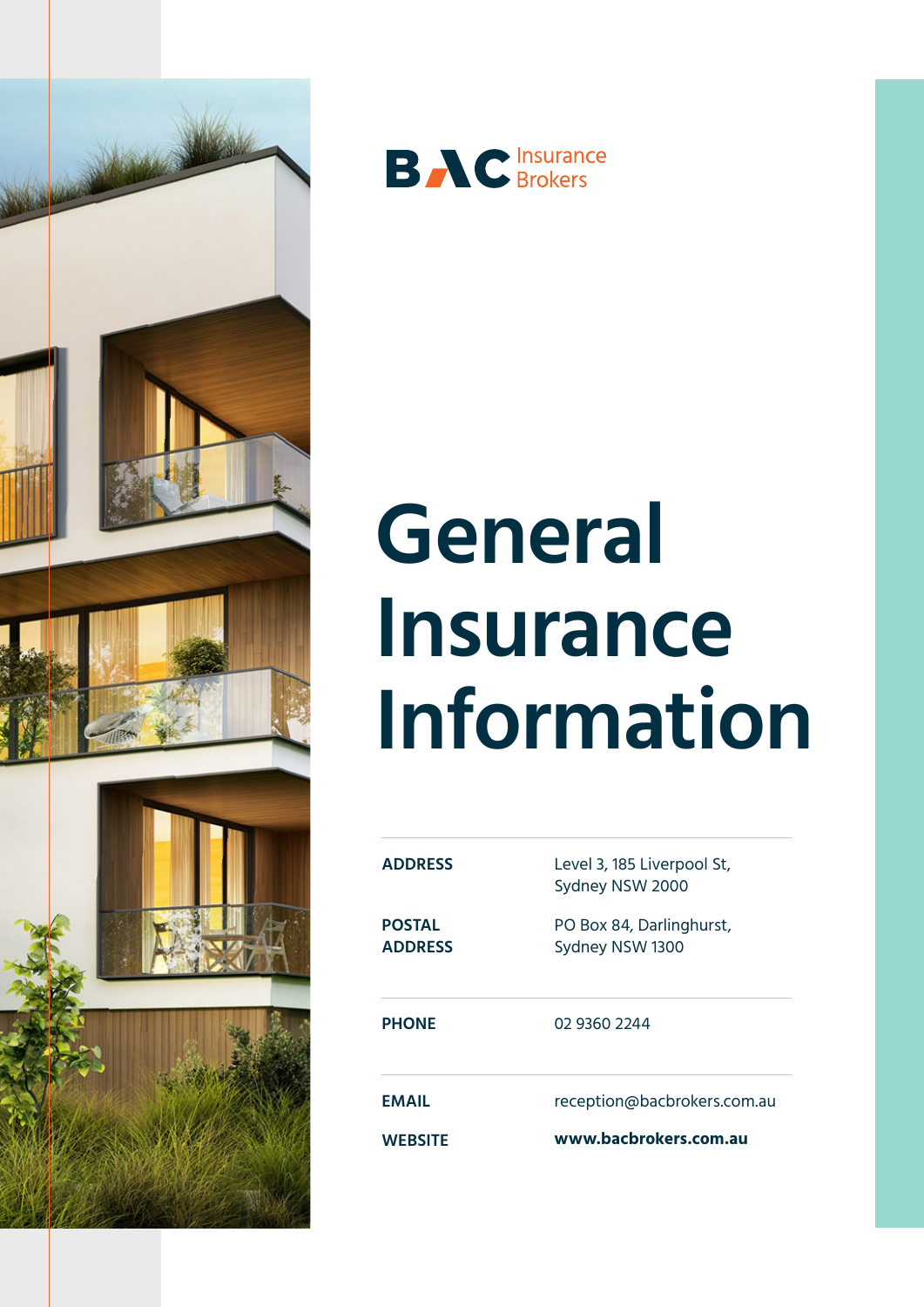BAC Insurance Brokers

# General Insurance Information

| | |
|---|---|
| **ADDRESS** | Level 3, 185 Liverpool St, Sydney NSW 2000 |
| **POSTAL ADDRESS** | PO Box 84, Darlinghurst, Sydney NSW 1300 |
| **PHONE** | 02 9360 2244 |
| **EMAIL** | reception@bacbrokers.com.au |
| **WEBSITE** | **www.bacbrokers.com.au** |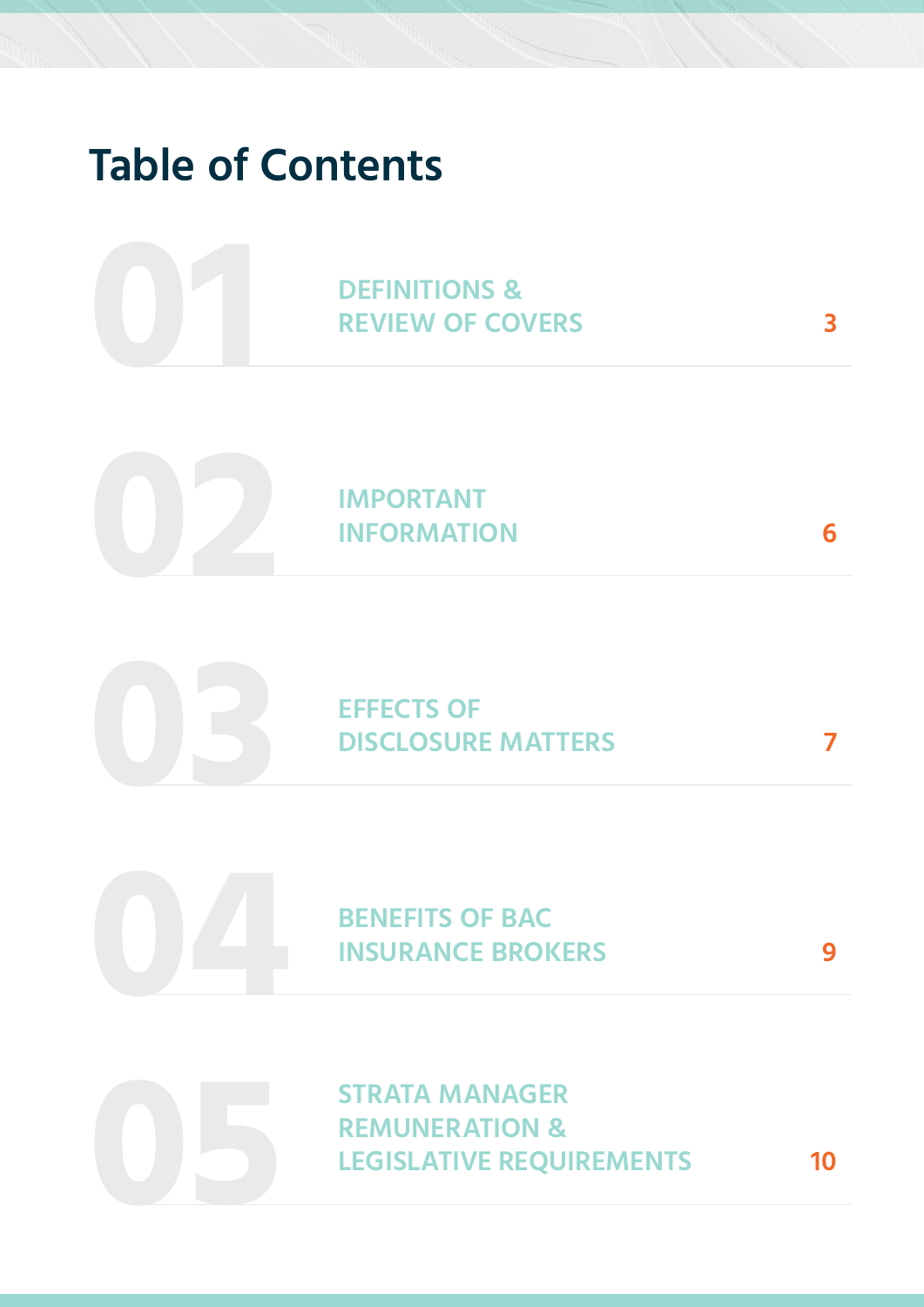# Table of Contents

| | | |
|---|---|---|
| 01 | DEFINITIONS & REVIEW OF COVERS | 3 |
| 02 | IMPORTANT INFORMATION | 6 |
| 03 | EFFECTS OF DISCLOSURE MATTERS | 7 |
| 04 | BENEFITS OF BAC INSURANCE BROKERS | 9 |
| 05 | STRATA MANAGER REMUNERATION & LEGISLATIVE REQUIREMENTS | 10 |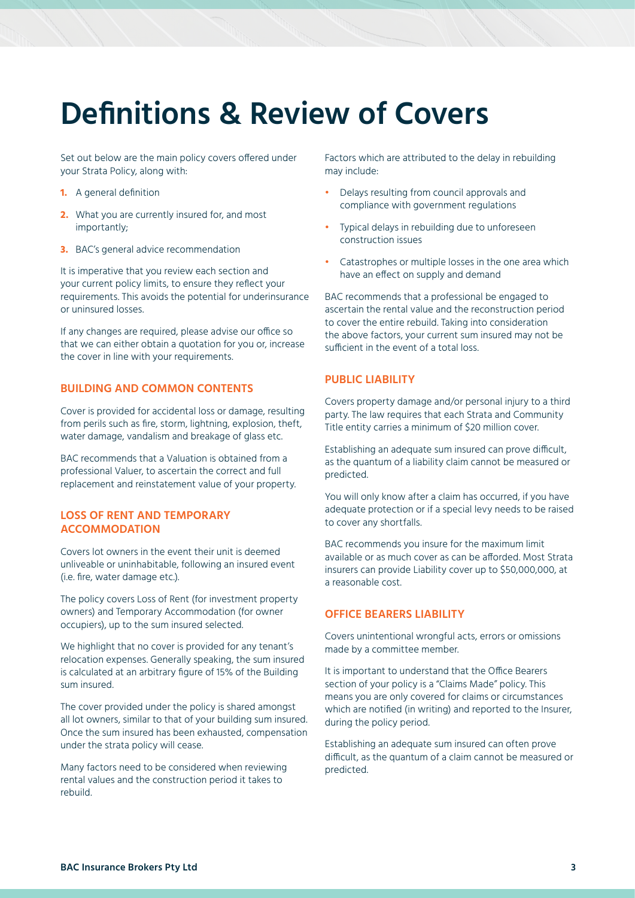# Definitions & Review of Covers

Set out below are the main policy covers offered under your Strata Policy, along with:

1. A general definition
2. What you are currently insured for, and most importantly;
3. BAC's general advice recommendation

It is imperative that you review each section and your current policy limits, to ensure they reflect your requirements. This avoids the potential for underinsurance or uninsured losses.

If any changes are required, please advise our office so that we can either obtain a quotation for you or, increase the cover in line with your requirements.

## BUILDING AND COMMON CONTENTS

Cover is provided for accidental loss or damage, resulting from perils such as fire, storm, lightning, explosion, theft, water damage, vandalism and breakage of glass etc.

BAC recommends that a Valuation is obtained from a professional Valuer, to ascertain the correct and full replacement and reinstatement value of your property.

## LOSS OF RENT AND TEMPORARY ACCOMMODATION

Covers lot owners in the event their unit is deemed unliveable or uninhabitable, following an insured event (i.e. fire, water damage etc.).

The policy covers Loss of Rent (for investment property owners) and Temporary Accommodation (for owner occupiers), up to the sum insured selected.

We highlight that no cover is provided for any tenant's relocation expenses. Generally speaking, the sum insured is calculated at an arbitrary figure of 15% of the Building sum insured.

The cover provided under the policy is shared amongst all lot owners, similar to that of your building sum insured. Once the sum insured has been exhausted, compensation under the strata policy will cease.

Many factors need to be considered when reviewing rental values and the construction period it takes to rebuild.

Factors which are attributed to the delay in rebuilding may include:

- Delays resulting from council approvals and compliance with government regulations
- Typical delays in rebuilding due to unforeseen construction issues
- Catastrophes or multiple losses in the one area which have an effect on supply and demand

BAC recommends that a professional be engaged to ascertain the rental value and the reconstruction period to cover the entire rebuild. Taking into consideration the above factors, your current sum insured may not be sufficient in the event of a total loss.

## PUBLIC LIABILITY

Covers property damage and/or personal injury to a third party. The law requires that each Strata and Community Title entity carries a minimum of $20 million cover.

Establishing an adequate sum insured can prove difficult, as the quantum of a liability claim cannot be measured or predicted.

You will only know after a claim has occurred, if you have adequate protection or if a special levy needs to be raised to cover any shortfalls.

BAC recommends you insure for the maximum limit available or as much cover as can be afforded. Most Strata insurers can provide Liability cover up to $50,000,000, at a reasonable cost.

## OFFICE BEARERS LIABILITY

Covers unintentional wrongful acts, errors or omissions made by a committee member.

It is important to understand that the Office Bearers section of your policy is a "Claims Made" policy. This means you are only covered for claims or circumstances which are notified (in writing) and reported to the Insurer, during the policy period.

Establishing an adequate sum insured can often prove difficult, as the quantum of a claim cannot be measured or predicted.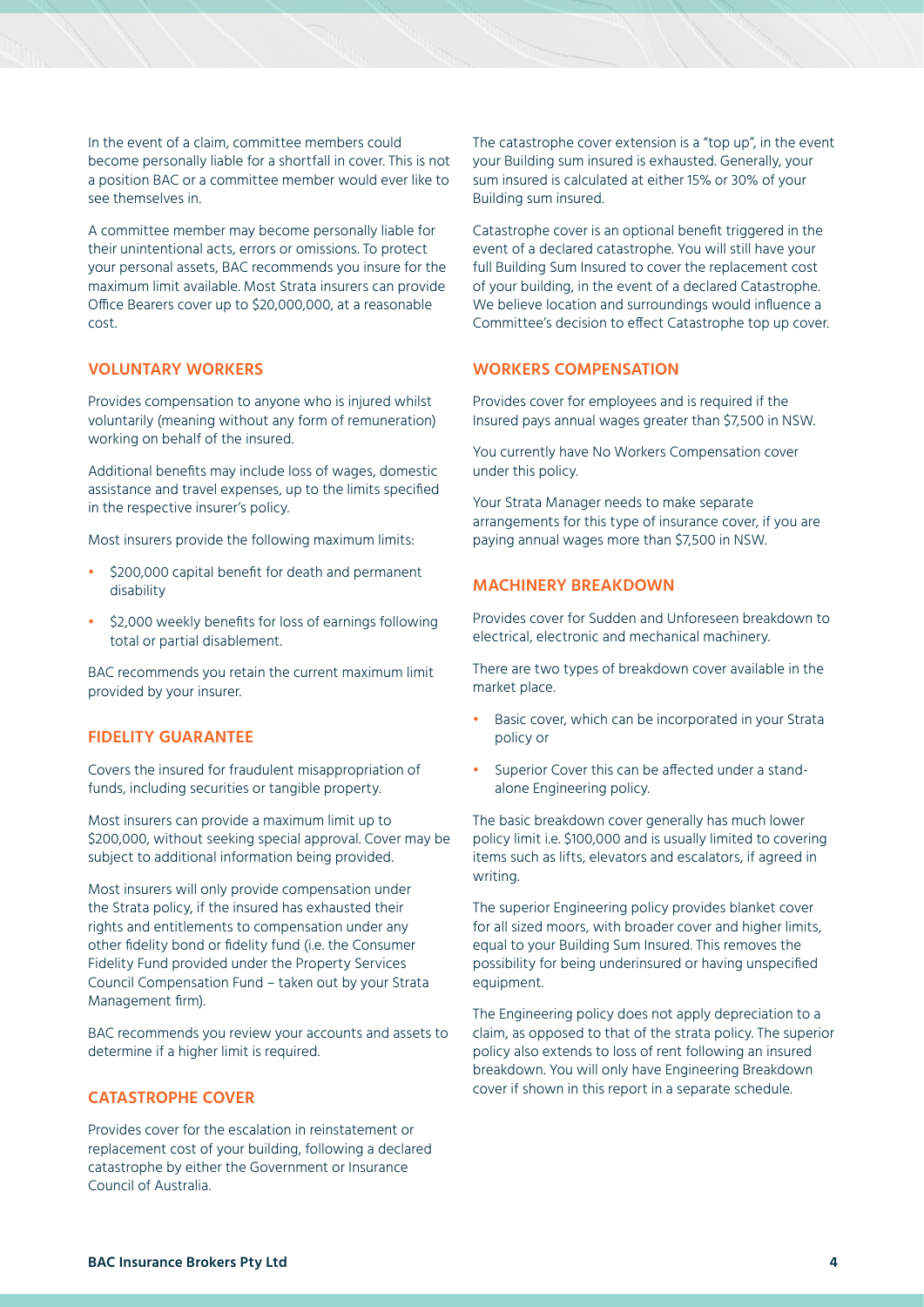In the event of a claim, committee members could become personally liable for a shortfall in cover. This is not a position BAC or a committee member would ever like to see themselves in.

A committee member may become personally liable for their unintentional acts, errors or omissions. To protect your personal assets, BAC recommends you insure for the maximum limit available. Most Strata insurers can provide Office Bearers cover up to $20,000,000, at a reasonable cost.

## VOLUNTARY WORKERS

Provides compensation to anyone who is injured whilst voluntarily (meaning without any form of remuneration) working on behalf of the insured.

Additional benefits may include loss of wages, domestic assistance and travel expenses, up to the limits specified in the respective insurer's policy.

Most insurers provide the following maximum limits:

- $200,000 capital benefit for death and permanent disability
- $2,000 weekly benefits for loss of earnings following total or partial disablement.

BAC recommends you retain the current maximum limit provided by your insurer.

## FIDELITY GUARANTEE

Covers the insured for fraudulent misappropriation of funds, including securities or tangible property.

Most insurers can provide a maximum limit up to $200,000, without seeking special approval. Cover may be subject to additional information being provided.

Most insurers will only provide compensation under the Strata policy, if the insured has exhausted their rights and entitlements to compensation under any other fidelity bond or fidelity fund (i.e. the Consumer Fidelity Fund provided under the Property Services Council Compensation Fund – taken out by your Strata Management firm).

BAC recommends you review your accounts and assets to determine if a higher limit is required.

## CATASTROPHE COVER

Provides cover for the escalation in reinstatement or replacement cost of your building, following a declared catastrophe by either the Government or Insurance Council of Australia.

The catastrophe cover extension is a "top up", in the event your Building sum insured is exhausted. Generally, your sum insured is calculated at either 15% or 30% of your Building sum insured.

Catastrophe cover is an optional benefit triggered in the event of a declared catastrophe. You will still have your full Building Sum Insured to cover the replacement cost of your building, in the event of a declared Catastrophe. We believe location and surroundings would influence a Committee's decision to effect Catastrophe top up cover.

## WORKERS COMPENSATION

Provides cover for employees and is required if the Insured pays annual wages greater than $7,500 in NSW.

You currently have No Workers Compensation cover under this policy.

Your Strata Manager needs to make separate arrangements for this type of insurance cover, if you are paying annual wages more than $7,500 in NSW.

## MACHINERY BREAKDOWN

Provides cover for Sudden and Unforeseen breakdown to electrical, electronic and mechanical machinery.

There are two types of breakdown cover available in the market place.

- Basic cover, which can be incorporated in your Strata policy or
- Superior Cover this can be affected under a stand-alone Engineering policy.

The basic breakdown cover generally has much lower policy limit i.e. $100,000 and is usually limited to covering items such as lifts, elevators and escalators, if agreed in writing.

The superior Engineering policy provides blanket cover for all sized moors, with broader cover and higher limits, equal to your Building Sum Insured. This removes the possibility for being underinsured or having unspecified equipment.

The Engineering policy does not apply depreciation to a claim, as opposed to that of the strata policy. The superior policy also extends to loss of rent following an insured breakdown. You will only have Engineering Breakdown cover if shown in this report in a separate schedule.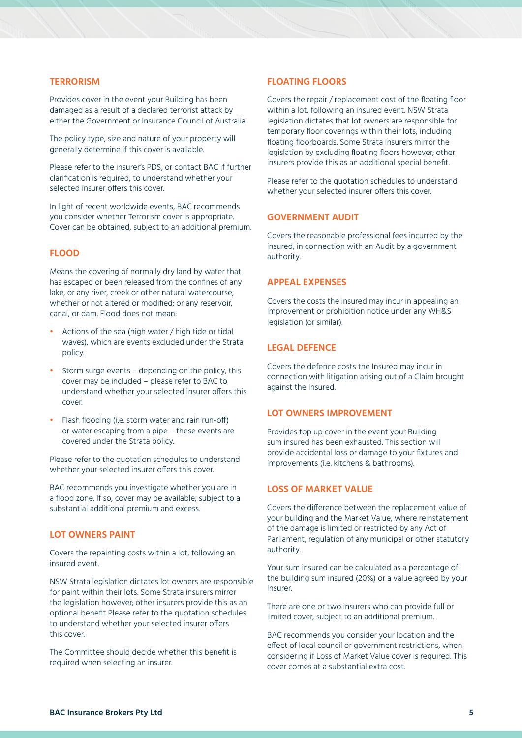## TERRORISM

Provides cover in the event your Building has been damaged as a result of a declared terrorist attack by either the Government or Insurance Council of Australia.

The policy type, size and nature of your property will generally determine if this cover is available.

Please refer to the insurer's PDS, or contact BAC if further clarification is required, to understand whether your selected insurer offers this cover.

In light of recent worldwide events, BAC recommends you consider whether Terrorism cover is appropriate. Cover can be obtained, subject to an additional premium.

## FLOOD

Means the covering of normally dry land by water that has escaped or been released from the confines of any lake, or any river, creek or other natural watercourse, whether or not altered or modified; or any reservoir, canal, or dam. Flood does not mean:

- Actions of the sea (high water / high tide or tidal waves), which are events excluded under the Strata policy.
- Storm surge events – depending on the policy, this cover may be included – please refer to BAC to understand whether your selected insurer offers this cover.
- Flash flooding (i.e. storm water and rain run-off) or water escaping from a pipe – these events are covered under the Strata policy.

Please refer to the quotation schedules to understand whether your selected insurer offers this cover.

BAC recommends you investigate whether you are in a flood zone. If so, cover may be available, subject to a substantial additional premium and excess.

## LOT OWNERS PAINT

Covers the repainting costs within a lot, following an insured event.

NSW Strata legislation dictates lot owners are responsible for paint within their lots. Some Strata insurers mirror the legislation however; other insurers provide this as an optional benefit Please refer to the quotation schedules to understand whether your selected insurer offers this cover.

The Committee should decide whether this benefit is required when selecting an insurer.

## FLOATING FLOORS

Covers the repair / replacement cost of the floating floor within a lot, following an insured event. NSW Strata legislation dictates that lot owners are responsible for temporary floor coverings within their lots, including floating floorboards. Some Strata insurers mirror the legislation by excluding floating floors however; other insurers provide this as an additional special benefit.

Please refer to the quotation schedules to understand whether your selected insurer offers this cover.

## GOVERNMENT AUDIT

Covers the reasonable professional fees incurred by the insured, in connection with an Audit by a government authority.

## APPEAL EXPENSES

Covers the costs the insured may incur in appealing an improvement or prohibition notice under any WH&S legislation (or similar).

## LEGAL DEFENCE

Covers the defence costs the Insured may incur in connection with litigation arising out of a Claim brought against the Insured.

## LOT OWNERS IMPROVEMENT

Provides top up cover in the event your Building sum insured has been exhausted. This section will provide accidental loss or damage to your fixtures and improvements (i.e. kitchens & bathrooms).

## LOSS OF MARKET VALUE

Covers the difference between the replacement value of your building and the Market Value, where reinstatement of the damage is limited or restricted by any Act of Parliament, regulation of any municipal or other statutory authority.

Your sum insured can be calculated as a percentage of the building sum insured (20%) or a value agreed by your Insurer.

There are one or two insurers who can provide full or limited cover, subject to an additional premium.

BAC recommends you consider your location and the effect of local council or government restrictions, when considering if Loss of Market Value cover is required. This cover comes at a substantial extra cost.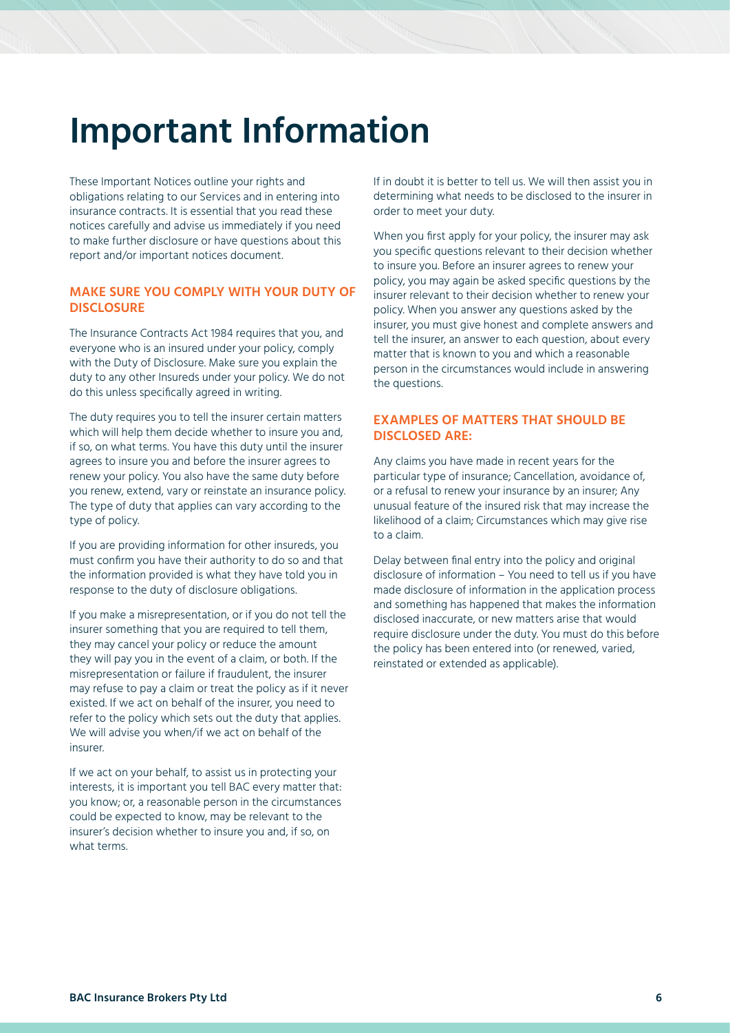# Important Information

These Important Notices outline your rights and obligations relating to our Services and in entering into insurance contracts. It is essential that you read these notices carefully and advise us immediately if you need to make further disclosure or have questions about this report and/or important notices document.

## MAKE SURE YOU COMPLY WITH YOUR DUTY OF DISCLOSURE

The Insurance Contracts Act 1984 requires that you, and everyone who is an insured under your policy, comply with the Duty of Disclosure. Make sure you explain the duty to any other Insureds under your policy. We do not do this unless specifically agreed in writing.

The duty requires you to tell the insurer certain matters which will help them decide whether to insure you and, if so, on what terms. You have this duty until the insurer agrees to insure you and before the insurer agrees to renew your policy. You also have the same duty before you renew, extend, vary or reinstate an insurance policy. The type of duty that applies can vary according to the type of policy.

If you are providing information for other insureds, you must confirm you have their authority to do so and that the information provided is what they have told you in response to the duty of disclosure obligations.

If you make a misrepresentation, or if you do not tell the insurer something that you are required to tell them, they may cancel your policy or reduce the amount they will pay you in the event of a claim, or both. If the misrepresentation or failure if fraudulent, the insurer may refuse to pay a claim or treat the policy as if it never existed. If we act on behalf of the insurer, you need to refer to the policy which sets out the duty that applies. We will advise you when/if we act on behalf of the insurer.

If we act on your behalf, to assist us in protecting your interests, it is important you tell BAC every matter that: you know; or, a reasonable person in the circumstances could be expected to know, may be relevant to the insurer's decision whether to insure you and, if so, on what terms.

If in doubt it is better to tell us. We will then assist you in determining what needs to be disclosed to the insurer in order to meet your duty.

When you first apply for your policy, the insurer may ask you specific questions relevant to their decision whether to insure you. Before an insurer agrees to renew your policy, you may again be asked specific questions by the insurer relevant to their decision whether to renew your policy. When you answer any questions asked by the insurer, you must give honest and complete answers and tell the insurer, an answer to each question, about every matter that is known to you and which a reasonable person in the circumstances would include in answering the questions.

## EXAMPLES OF MATTERS THAT SHOULD BE DISCLOSED ARE:

Any claims you have made in recent years for the particular type of insurance; Cancellation, avoidance of, or a refusal to renew your insurance by an insurer; Any unusual feature of the insured risk that may increase the likelihood of a claim; Circumstances which may give rise to a claim.

Delay between final entry into the policy and original disclosure of information – You need to tell us if you have made disclosure of information in the application process and something has happened that makes the information disclosed inaccurate, or new matters arise that would require disclosure under the duty. You must do this before the policy has been entered into (or renewed, varied, reinstated or extended as applicable).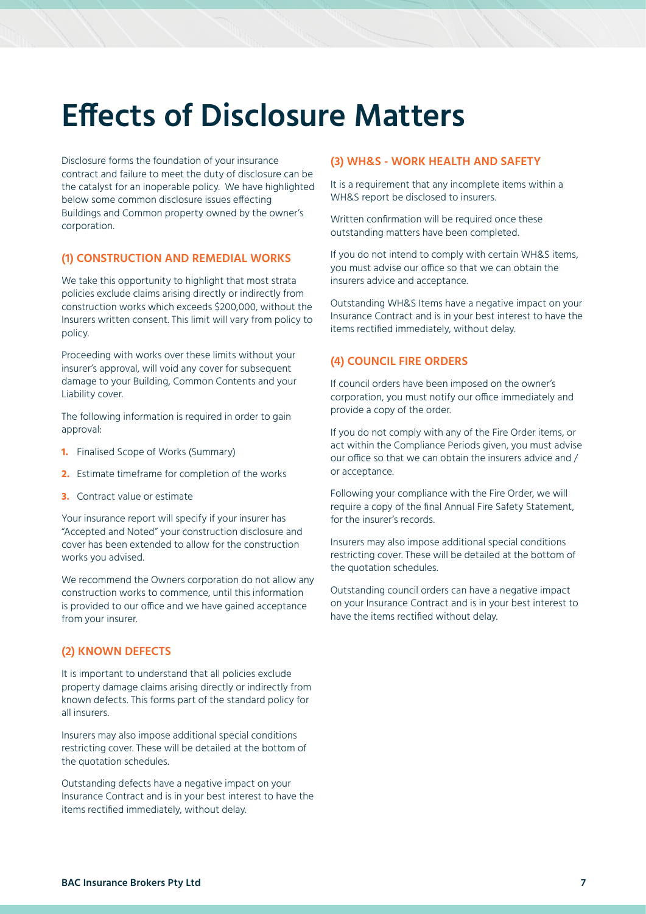# Effects of Disclosure Matters

Disclosure forms the foundation of your insurance contract and failure to meet the duty of disclosure can be the catalyst for an inoperable policy. We have highlighted below some common disclosure issues effecting Buildings and Common property owned by the owner's corporation.

### (1) CONSTRUCTION AND REMEDIAL WORKS

We take this opportunity to highlight that most strata policies exclude claims arising directly or indirectly from construction works which exceeds $200,000, without the Insurers written consent. This limit will vary from policy to policy.

Proceeding with works over these limits without your insurer's approval, will void any cover for subsequent damage to your Building, Common Contents and your Liability cover.

The following information is required in order to gain approval:

1. Finalised Scope of Works (Summary)
2. Estimate timeframe for completion of the works
3. Contract value or estimate

Your insurance report will specify if your insurer has "Accepted and Noted" your construction disclosure and cover has been extended to allow for the construction works you advised.

We recommend the Owners corporation do not allow any construction works to commence, until this information is provided to our office and we have gained acceptance from your insurer.

### (2) KNOWN DEFECTS

It is important to understand that all policies exclude property damage claims arising directly or indirectly from known defects. This forms part of the standard policy for all insurers.

Insurers may also impose additional special conditions restricting cover. These will be detailed at the bottom of the quotation schedules.

Outstanding defects have a negative impact on your Insurance Contract and is in your best interest to have the items rectified immediately, without delay.

### (3) WH&S - WORK HEALTH AND SAFETY

It is a requirement that any incomplete items within a WH&S report be disclosed to insurers.

Written confirmation will be required once these outstanding matters have been completed.

If you do not intend to comply with certain WH&S items, you must advise our office so that we can obtain the insurers advice and acceptance.

Outstanding WH&S Items have a negative impact on your Insurance Contract and is in your best interest to have the items rectified immediately, without delay.

### (4) COUNCIL FIRE ORDERS

If council orders have been imposed on the owner's corporation, you must notify our office immediately and provide a copy of the order.

If you do not comply with any of the Fire Order items, or act within the Compliance Periods given, you must advise our office so that we can obtain the insurers advice and / or acceptance.

Following your compliance with the Fire Order, we will require a copy of the final Annual Fire Safety Statement, for the insurer's records.

Insurers may also impose additional special conditions restricting cover. These will be detailed at the bottom of the quotation schedules.

Outstanding council orders can have a negative impact on your Insurance Contract and is in your best interest to have the items rectified without delay.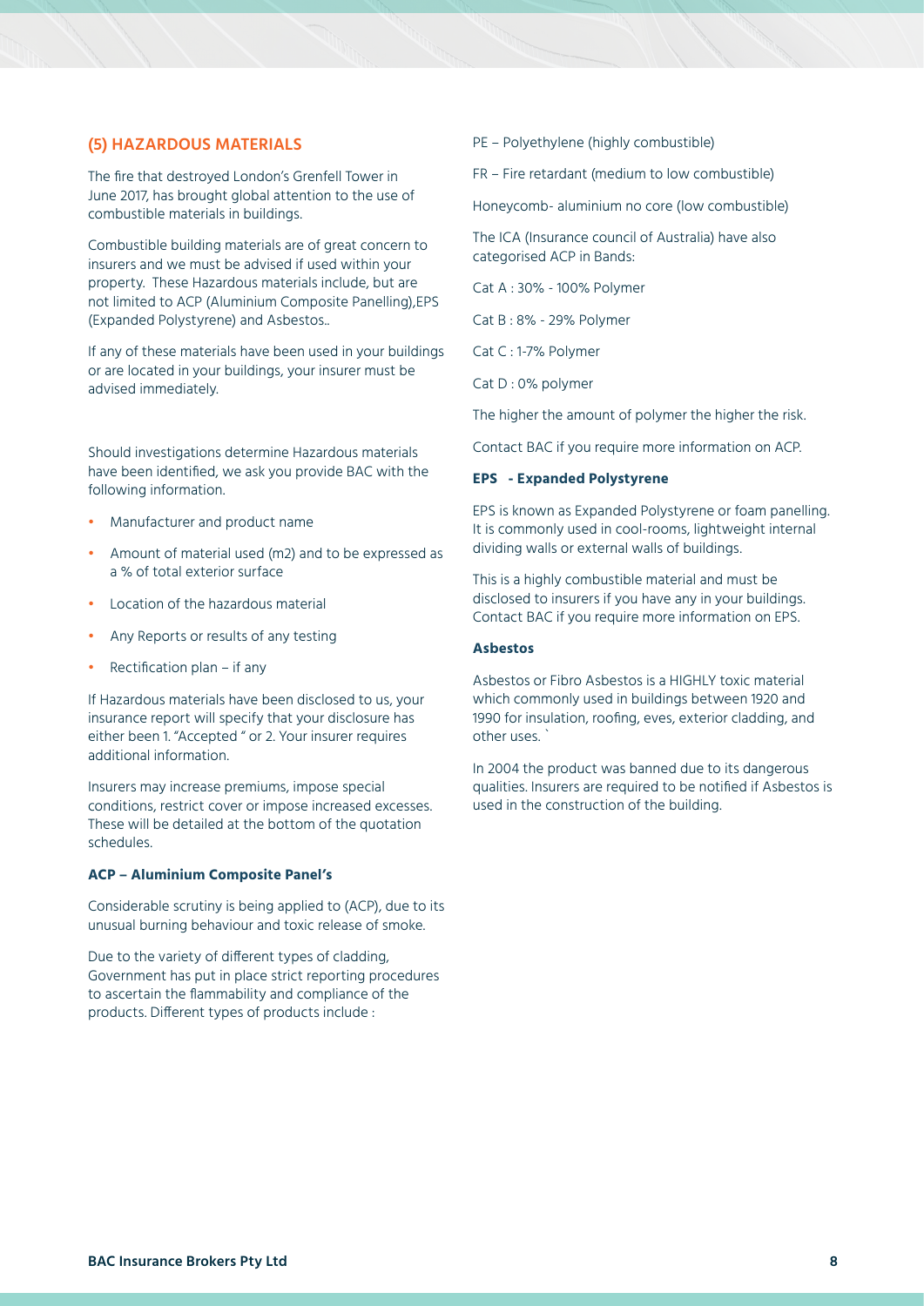## (5) HAZARDOUS MATERIALS

The fire that destroyed London's Grenfell Tower in June 2017, has brought global attention to the use of combustible materials in buildings.

Combustible building materials are of great concern to insurers and we must be advised if used within your property. These Hazardous materials include, but are not limited to ACP (Aluminium Composite Panelling),EPS (Expanded Polystyrene) and Asbestos..

If any of these materials have been used in your buildings or are located in your buildings, your insurer must be advised immediately.

Should investigations determine Hazardous materials have been identified, we ask you provide BAC with the following information.

- Manufacturer and product name
- Amount of material used (m2) and to be expressed as a % of total exterior surface
- Location of the hazardous material
- Any Reports or results of any testing
- Rectification plan – if any

If Hazardous materials have been disclosed to us, your insurance report will specify that your disclosure has either been 1. "Accepted " or 2. Your insurer requires additional information.

Insurers may increase premiums, impose special conditions, restrict cover or impose increased excesses. These will be detailed at the bottom of the quotation schedules.

### ACP – Aluminium Composite Panel's

Considerable scrutiny is being applied to (ACP), due to its unusual burning behaviour and toxic release of smoke.

Due to the variety of different types of cladding, Government has put in place strict reporting procedures to ascertain the flammability and compliance of the products. Different types of products include :

PE – Polyethylene (highly combustible)

FR – Fire retardant (medium to low combustible)

Honeycomb- aluminium no core (low combustible)

The ICA (Insurance council of Australia) have also categorised ACP in Bands:

Cat A : 30% - 100% Polymer

Cat B : 8% - 29% Polymer

Cat C : 1-7% Polymer

Cat D : 0% polymer

The higher the amount of polymer the higher the risk.

Contact BAC if you require more information on ACP.

### EPS - Expanded Polystyrene

EPS is known as Expanded Polystyrene or foam panelling. It is commonly used in cool-rooms, lightweight internal dividing walls or external walls of buildings.

This is a highly combustible material and must be disclosed to insurers if you have any in your buildings. Contact BAC if you require more information on EPS.

### Asbestos

Asbestos or Fibro Asbestos is a HIGHLY toxic material which commonly used in buildings between 1920 and 1990 for insulation, roofing, eves, exterior cladding, and other uses. `

In 2004 the product was banned due to its dangerous qualities. Insurers are required to be notified if Asbestos is used in the construction of the building.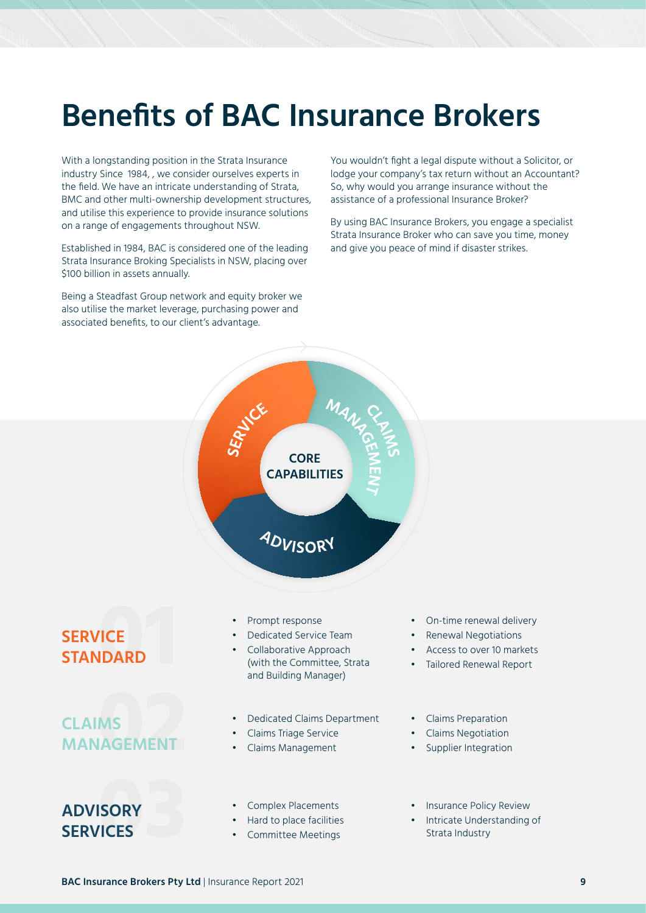# Benefits of BAC Insurance Brokers

With a longstanding position in the Strata Insurance industry Since 1984, , we consider ourselves experts in the field. We have an intricate understanding of Strata, BMC and other multi-ownership development structures, and utilise this experience to provide insurance solutions on a range of engagements throughout NSW.

Established in 1984, BAC is considered one of the leading Strata Insurance Broking Specialists in NSW, placing over $100 billion in assets annually.

Being a Steadfast Group network and equity broker we also utilise the market leverage, purchasing power and associated benefits, to our client's advantage.

You wouldn't fight a legal dispute without a Solicitor, or lodge your company's tax return without an Accountant? So, why would you arrange insurance without the assistance of a professional Insurance Broker?

By using BAC Insurance Brokers, you engage a specialist Strata Insurance Broker who can save you time, money and give you peace of mind if disaster strikes.

**CORE CAPABILITIES**: SERVICE · CLAIMS MANAGEMENT · ADVISORY

## 01 SERVICE STANDARD

- Prompt response
- Dedicated Service Team
- Collaborative Approach (with the Committee, Strata and Building Manager)
- On-time renewal delivery
- Renewal Negotiations
- Access to over 10 markets
- Tailored Renewal Report

## 02 CLAIMS MANAGEMENT

- Dedicated Claims Department
- Claims Triage Service
- Claims Management
- Claims Preparation
- Claims Negotiation
- Supplier Integration

## 03 ADVISORY SERVICES

- Complex Placements
- Hard to place facilities
- Committee Meetings
- Insurance Policy Review
- Intricate Understanding of Strata Industry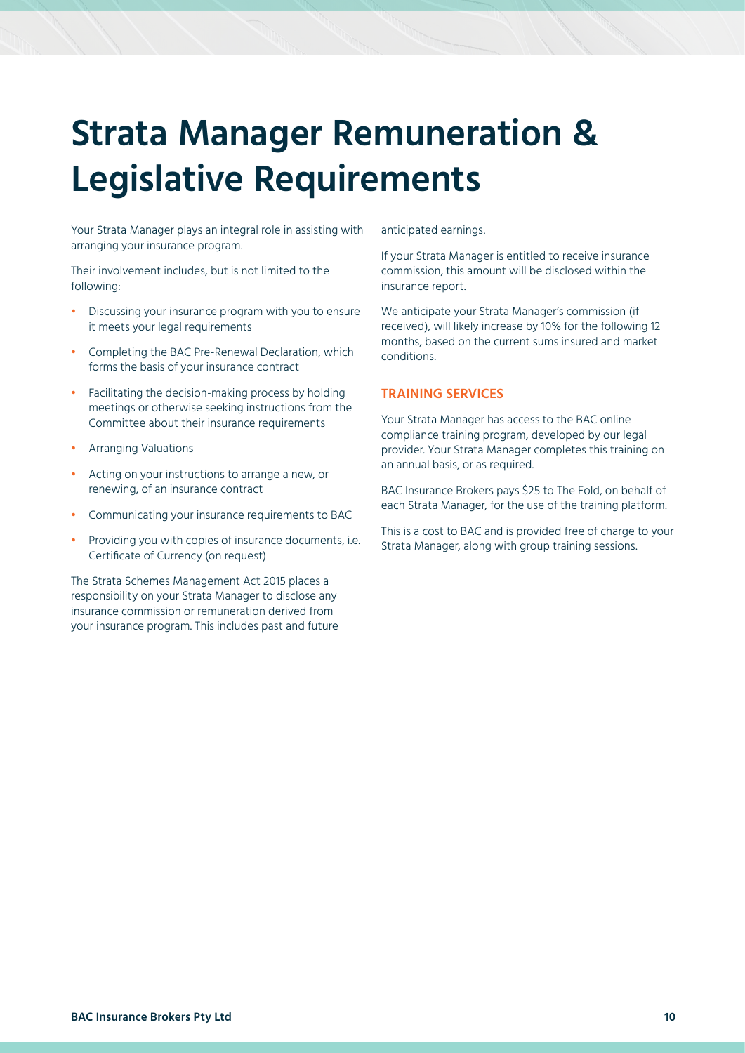# Strata Manager Remuneration & Legislative Requirements

Your Strata Manager plays an integral role in assisting with arranging your insurance program.

Their involvement includes, but is not limited to the following:

- Discussing your insurance program with you to ensure it meets your legal requirements
- Completing the BAC Pre-Renewal Declaration, which forms the basis of your insurance contract
- Facilitating the decision-making process by holding meetings or otherwise seeking instructions from the Committee about their insurance requirements
- Arranging Valuations
- Acting on your instructions to arrange a new, or renewing, of an insurance contract
- Communicating your insurance requirements to BAC
- Providing you with copies of insurance documents, i.e. Certificate of Currency (on request)

The Strata Schemes Management Act 2015 places a responsibility on your Strata Manager to disclose any insurance commission or remuneration derived from your insurance program. This includes past and future anticipated earnings.

If your Strata Manager is entitled to receive insurance commission, this amount will be disclosed within the insurance report.

We anticipate your Strata Manager's commission (if received), will likely increase by 10% for the following 12 months, based on the current sums insured and market conditions.

## TRAINING SERVICES

Your Strata Manager has access to the BAC online compliance training program, developed by our legal provider. Your Strata Manager completes this training on an annual basis, or as required.

BAC Insurance Brokers pays $25 to The Fold, on behalf of each Strata Manager, for the use of the training platform.

This is a cost to BAC and is provided free of charge to your Strata Manager, along with group training sessions.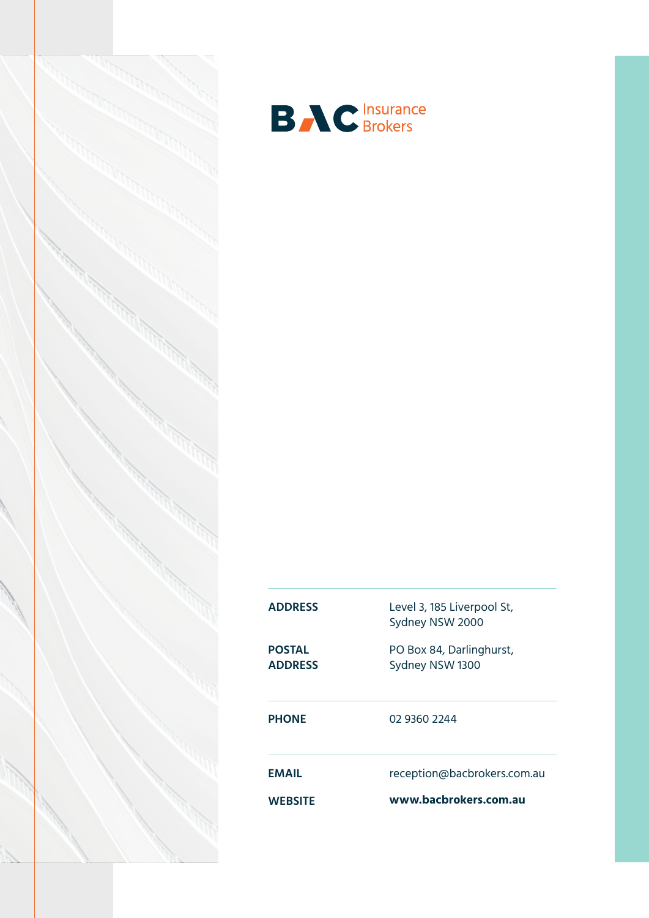BAC Insurance Brokers

| | |
|---|---|
| **ADDRESS** | Level 3, 185 Liverpool St, Sydney NSW 2000 |
| **POSTAL ADDRESS** | PO Box 84, Darlinghurst, Sydney NSW 1300 |
| **PHONE** | 02 9360 2244 |
| **EMAIL** | reception@bacbrokers.com.au |
| **WEBSITE** | **www.bacbrokers.com.au** |